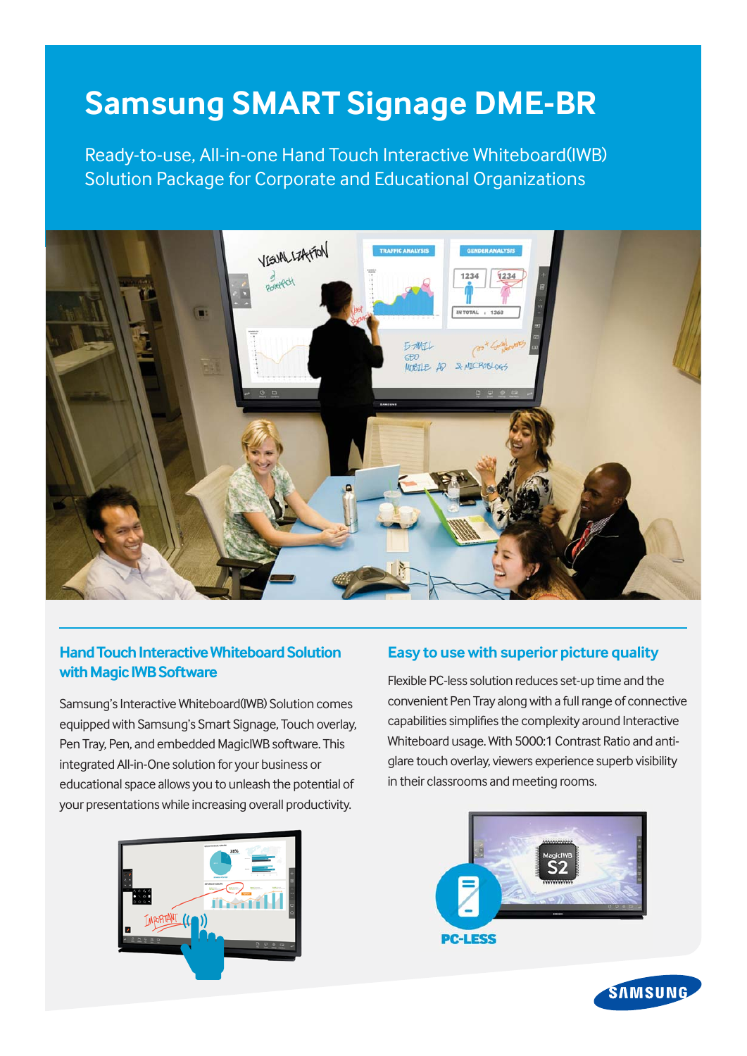# Samsung SMART Signage DME-BR

Ready-to-use, All-in-one Hand Touch Interactive Whiteboard(IWB) Solution Package for Corporate and Educational Organizations

## Hand Touch Interactive Whiteboard Solution with Magic IWB Software

Samsung's Interactive Whiteboard(IWB) Solution comes equipped with Samsung's Smart Signage, Touch overlay, Pen Tray, Pen, and embedded MagicIWB software. This integrated All-in-One solution for your business or educational space allows you to unleash the potential of your presentations while increasing overall productivity.

## Easy to use with superior picture quality

Flexible PC-less solution reduces set-up time and the convenient Pen Tray along with a full range of connective capabilities simplifies the complexity around Interactive Whiteboard usage. With 5000:1 Contrast Ratio and anti-glare touch overlay, viewers experience superb visibility in their classrooms and meeting rooms.

PC-LESS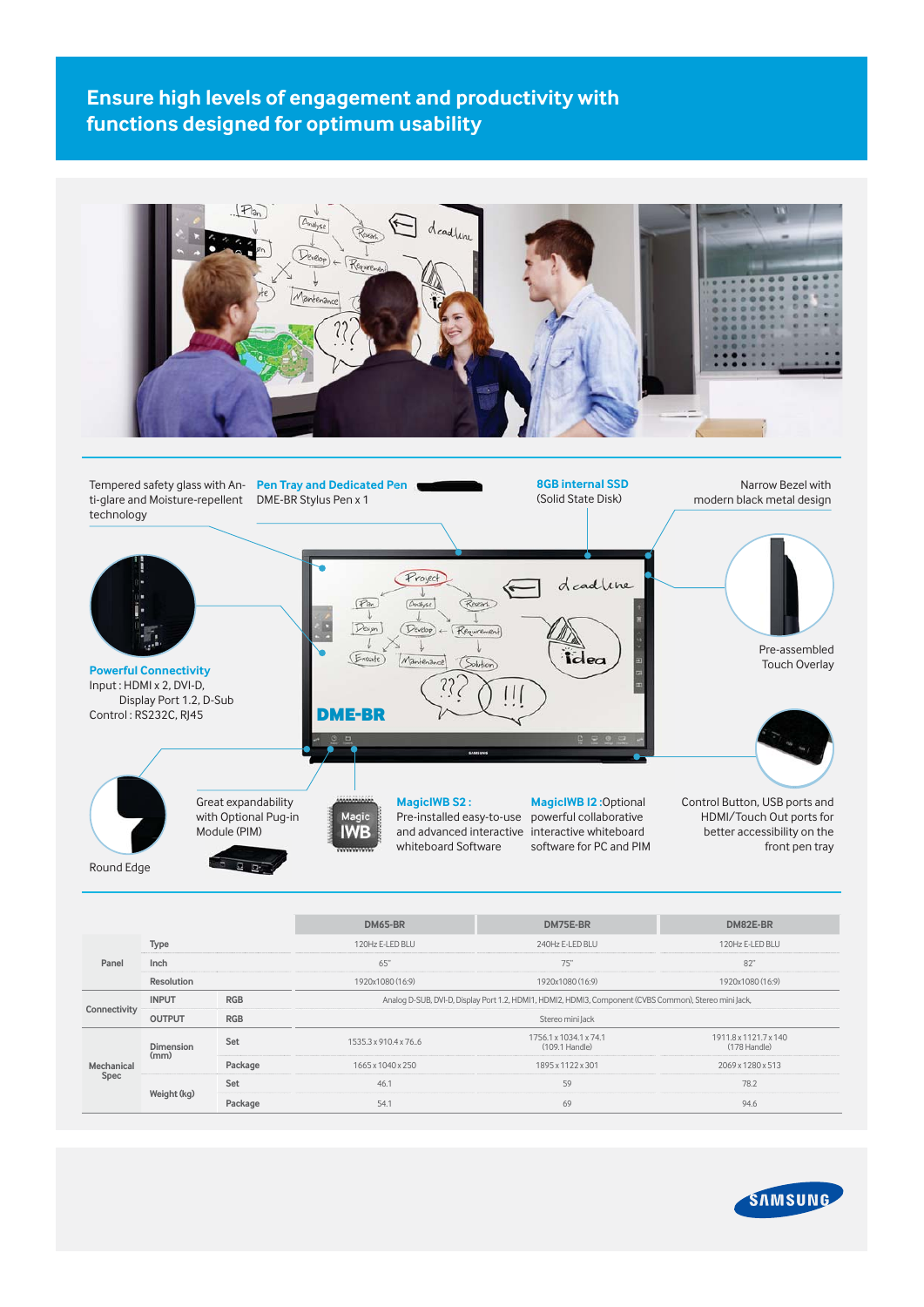## Ensure high levels of engagement and productivity with functions designed for optimum usability

Tempered safety glass with Anti-glare and Moisture-repellent technology

**Pen Tray and Dedicated Pen**
DME-BR Stylus Pen x 1

**8GB internal SSD**
(Solid State Disk)

Narrow Bezel with modern black metal design

**Powerful Connectivity**
Input : HDMI x 2, DVI-D, Display Port 1.2, D-Sub
Control : RS232C, RJ45

Pre-assembled Touch Overlay

Round Edge

Great expandability with Optional Pug-in Module (PIM)

**MagicIWB S2 :** Pre-installed easy-to-use and advanced interactive whiteboard Software

**MagicIWB I2 :**Optional powerful collaborative interactive whiteboard software for PC and PIM

Control Button, USB ports and HDMI/Touch Out ports for better accessibility on the front pen tray

| | | | DM65-BR | DM75E-BR | DM82E-BR |
|---|---|---|---|---|---|
| Panel | Type | | 120Hz E-LED BLU | 240Hz E-LED BLU | 120Hz E-LED BLU |
| | Inch | | 65" | 75" | 82" |
| | Resolution | | 1920x1080 (16:9) | 1920x1080 (16:9) | 1920x1080 (16:9) |
| Connectivity | INPUT | RGB | Analog D-SUB, DVI-D, Display Port 1.2, HDMI1, HDMI2, HDMI3, Component (CVBS Common), Stereo mini Jack, | | |
| | OUTPUT | RGB | Stereo mini Jack | | |
| Mechanical Spec | Dimension (mm) | Set | 1535.3 x 910.4 x 76.6 | 1756.1 x 1034.1 x 74.1 (109.1 Handle) | 1911.8 x 1121.7 x 140 (178 Handle) |
| | | Package | 1665 x 1040 x 250 | 1895 x 1122 x 301 | 2069 x 1280 x 513 |
| | Weight (kg) | Set | 46.1 | 59 | 78.2 |
| | | Package | 54.1 | 69 | 94.6 |